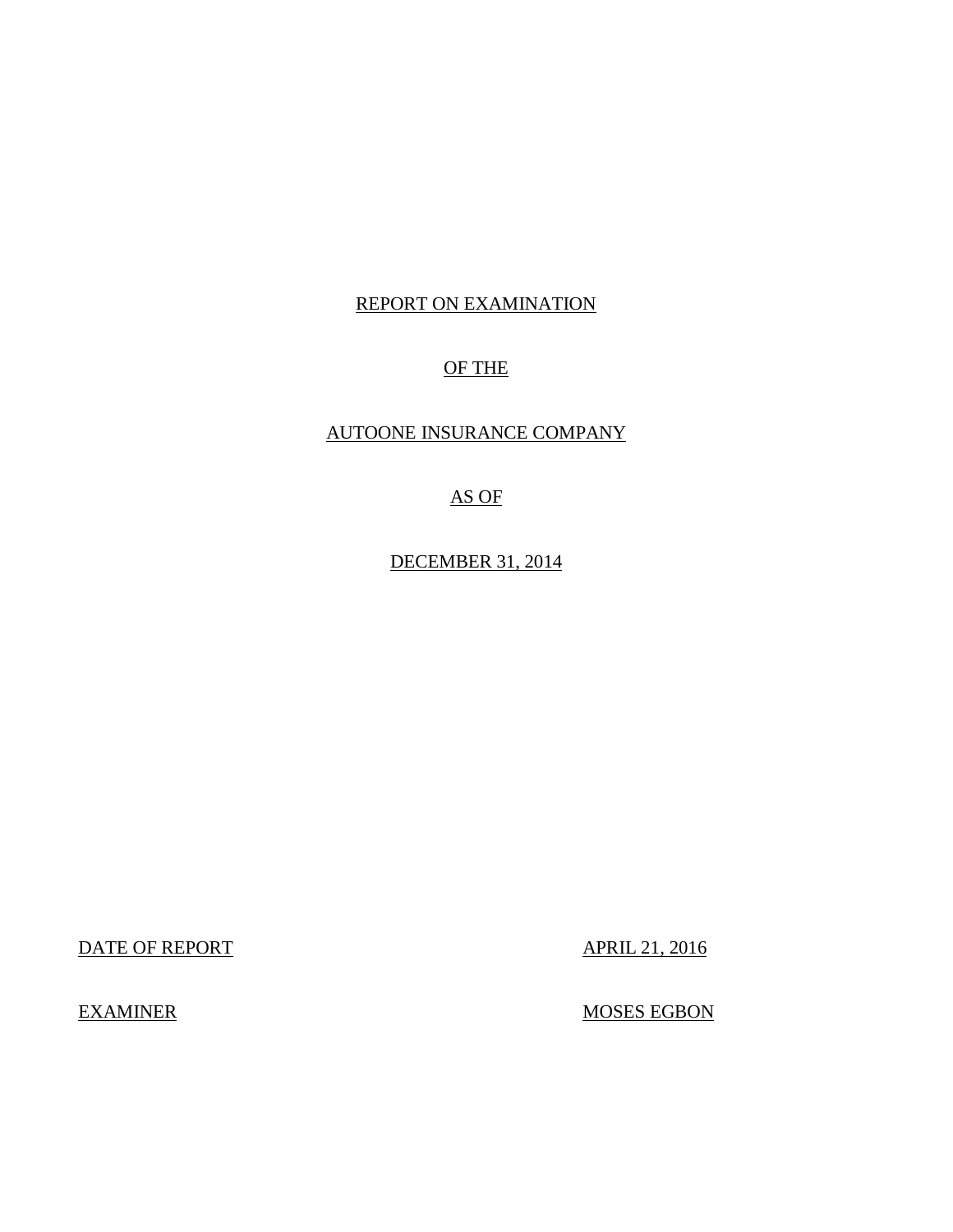REPORT ON EXAMINATION

OF THE

AUTOONE INSURANCE COMPANY

AS OF

DECEMBER 31, 2014

| DATE OF REPORT | APRIL 21, 2016 |
| --- | --- |
| EXAMINER | MOSES EGBON |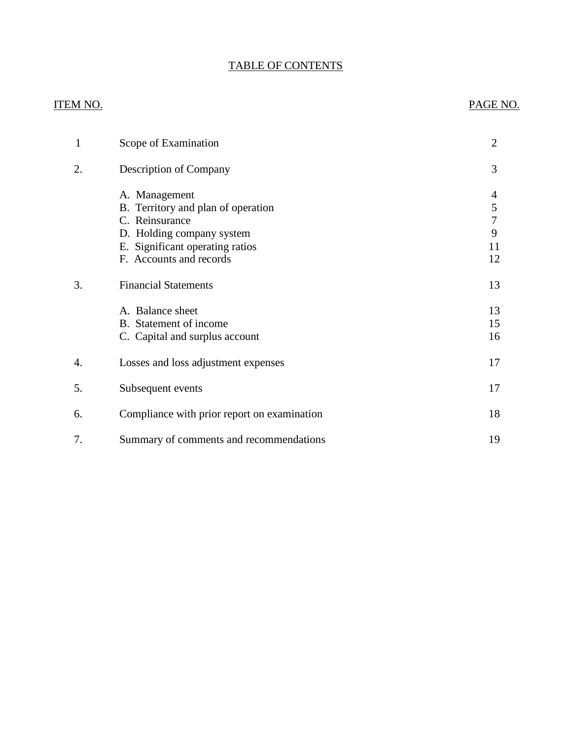# TABLE OF CONTENTS

| ITEM NO. | | PAGE NO. |
|---|---|---|
| 1 | Scope of Examination | 2 |
| 2. | Description of Company | 3 |
| | A. Management | 4 |
| | B. Territory and plan of operation | 5 |
| | C. Reinsurance | 7 |
| | D. Holding company system | 9 |
| | E. Significant operating ratios | 11 |
| | F. Accounts and records | 12 |
| 3. | Financial Statements | 13 |
| | A. Balance sheet | 13 |
| | B. Statement of income | 15 |
| | C. Capital and surplus account | 16 |
| 4. | Losses and loss adjustment expenses | 17 |
| 5. | Subsequent events | 17 |
| 6. | Compliance with prior report on examination | 18 |
| 7. | Summary of comments and recommendations | 19 |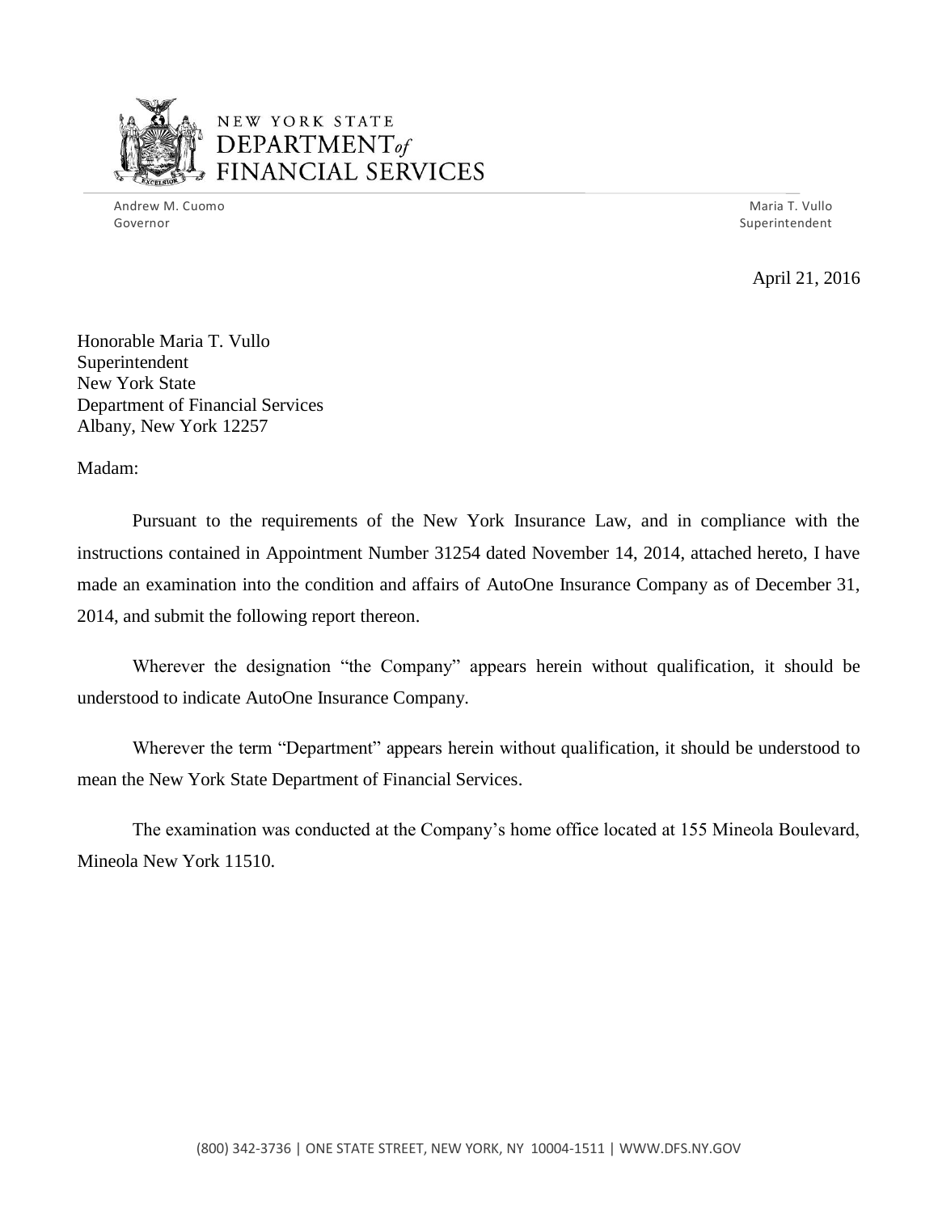NEW YORK STATE
DEPARTMENT *of*
FINANCIAL SERVICES

Andrew M. Cuomo
Governor

Maria T. Vullo
Superintendent

April 21, 2016

Honorable Maria T. Vullo
Superintendent
New York State
Department of Financial Services
Albany, New York 12257

Madam:

Pursuant to the requirements of the New York Insurance Law, and in compliance with the instructions contained in Appointment Number 31254 dated November 14, 2014, attached hereto, I have made an examination into the condition and affairs of AutoOne Insurance Company as of December 31, 2014, and submit the following report thereon.

Wherever the designation "the Company" appears herein without qualification, it should be understood to indicate AutoOne Insurance Company.

Wherever the term "Department" appears herein without qualification, it should be understood to mean the New York State Department of Financial Services.

The examination was conducted at the Company's home office located at 155 Mineola Boulevard, Mineola New York 11510.

(800) 342-3736 | ONE STATE STREET, NEW YORK, NY 10004-1511 | WWW.DFS.NY.GOV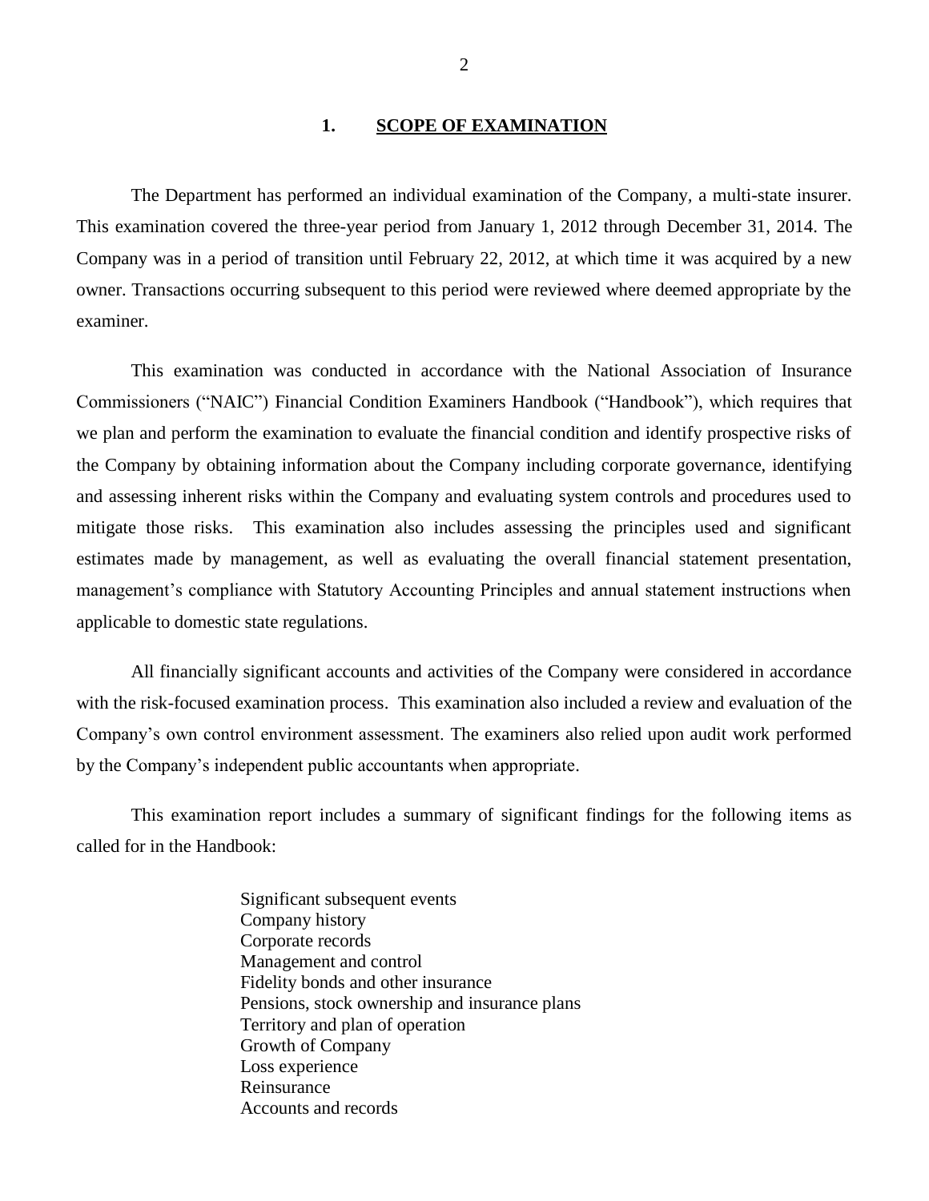## 1. SCOPE OF EXAMINATION

The Department has performed an individual examination of the Company, a multi-state insurer. This examination covered the three-year period from January 1, 2012 through December 31, 2014. The Company was in a period of transition until February 22, 2012, at which time it was acquired by a new owner. Transactions occurring subsequent to this period were reviewed where deemed appropriate by the examiner.

This examination was conducted in accordance with the National Association of Insurance Commissioners ("NAIC") Financial Condition Examiners Handbook ("Handbook"), which requires that we plan and perform the examination to evaluate the financial condition and identify prospective risks of the Company by obtaining information about the Company including corporate governance, identifying and assessing inherent risks within the Company and evaluating system controls and procedures used to mitigate those risks. This examination also includes assessing the principles used and significant estimates made by management, as well as evaluating the overall financial statement presentation, management's compliance with Statutory Accounting Principles and annual statement instructions when applicable to domestic state regulations.

All financially significant accounts and activities of the Company were considered in accordance with the risk-focused examination process. This examination also included a review and evaluation of the Company's own control environment assessment. The examiners also relied upon audit work performed by the Company's independent public accountants when appropriate.

This examination report includes a summary of significant findings for the following items as called for in the Handbook:

- Significant subsequent events
- Company history
- Corporate records
- Management and control
- Fidelity bonds and other insurance
- Pensions, stock ownership and insurance plans
- Territory and plan of operation
- Growth of Company
- Loss experience
- Reinsurance
- Accounts and records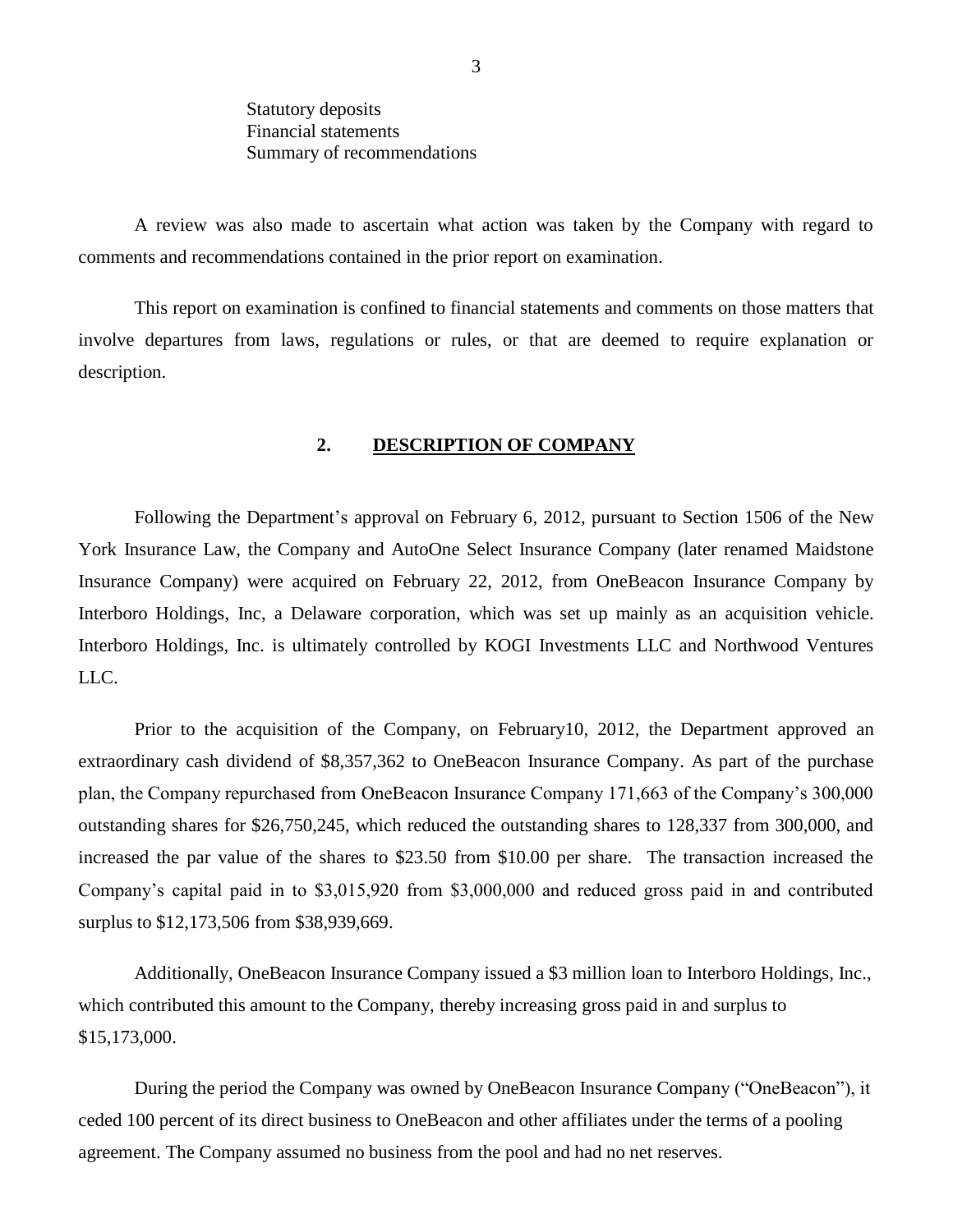Statutory deposits
Financial statements
Summary of recommendations

A review was also made to ascertain what action was taken by the Company with regard to comments and recommendations contained in the prior report on examination.

This report on examination is confined to financial statements and comments on those matters that involve departures from laws, regulations or rules, or that are deemed to require explanation or description.

## 2. DESCRIPTION OF COMPANY

Following the Department's approval on February 6, 2012, pursuant to Section 1506 of the New York Insurance Law, the Company and AutoOne Select Insurance Company (later renamed Maidstone Insurance Company) were acquired on February 22, 2012, from OneBeacon Insurance Company by Interboro Holdings, Inc, a Delaware corporation, which was set up mainly as an acquisition vehicle. Interboro Holdings, Inc. is ultimately controlled by KOGI Investments LLC and Northwood Ventures LLC.

Prior to the acquisition of the Company, on February10, 2012, the Department approved an extraordinary cash dividend of $8,357,362 to OneBeacon Insurance Company. As part of the purchase plan, the Company repurchased from OneBeacon Insurance Company 171,663 of the Company's 300,000 outstanding shares for $26,750,245, which reduced the outstanding shares to 128,337 from 300,000, and increased the par value of the shares to $23.50 from $10.00 per share. The transaction increased the Company's capital paid in to $3,015,920 from $3,000,000 and reduced gross paid in and contributed surplus to $12,173,506 from $38,939,669.

Additionally, OneBeacon Insurance Company issued a $3 million loan to Interboro Holdings, Inc., which contributed this amount to the Company, thereby increasing gross paid in and surplus to $15,173,000.

During the period the Company was owned by OneBeacon Insurance Company ("OneBeacon"), it ceded 100 percent of its direct business to OneBeacon and other affiliates under the terms of a pooling agreement. The Company assumed no business from the pool and had no net reserves.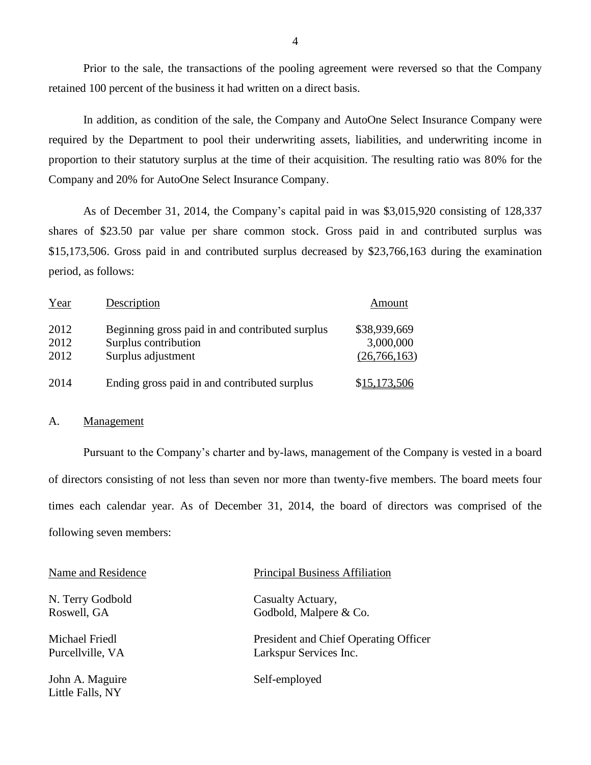Prior to the sale, the transactions of the pooling agreement were reversed so that the Company retained 100 percent of the business it had written on a direct basis.

In addition, as condition of the sale, the Company and AutoOne Select Insurance Company were required by the Department to pool their underwriting assets, liabilities, and underwriting income in proportion to their statutory surplus at the time of their acquisition. The resulting ratio was 80% for the Company and 20% for AutoOne Select Insurance Company.

As of December 31, 2014, the Company's capital paid in was $3,015,920 consisting of 128,337 shares of $23.50 par value per share common stock. Gross paid in and contributed surplus was $15,173,506. Gross paid in and contributed surplus decreased by $23,766,163 during the examination period, as follows:

| Year | Description | Amount |
|---|---|---|
| 2012 | Beginning gross paid in and contributed surplus | $38,939,669 |
| 2012 | Surplus contribution | 3,000,000 |
| 2012 | Surplus adjustment | (26,766,163) |
| 2014 | Ending gross paid in and contributed surplus | $15,173,506 |

## A. Management

Pursuant to the Company's charter and by-laws, management of the Company is vested in a board of directors consisting of not less than seven nor more than twenty-five members. The board meets four times each calendar year. As of December 31, 2014, the board of directors was comprised of the following seven members:

| Name and Residence | Principal Business Affiliation |
|---|---|
| N. Terry Godbold<br>Roswell, GA | Casualty Actuary,<br>Godbold, Malpere & Co. |
| Michael Friedl<br>Purcellville, VA | President and Chief Operating Officer<br>Larkspur Services Inc. |
| John A. Maguire<br>Little Falls, NY | Self-employed |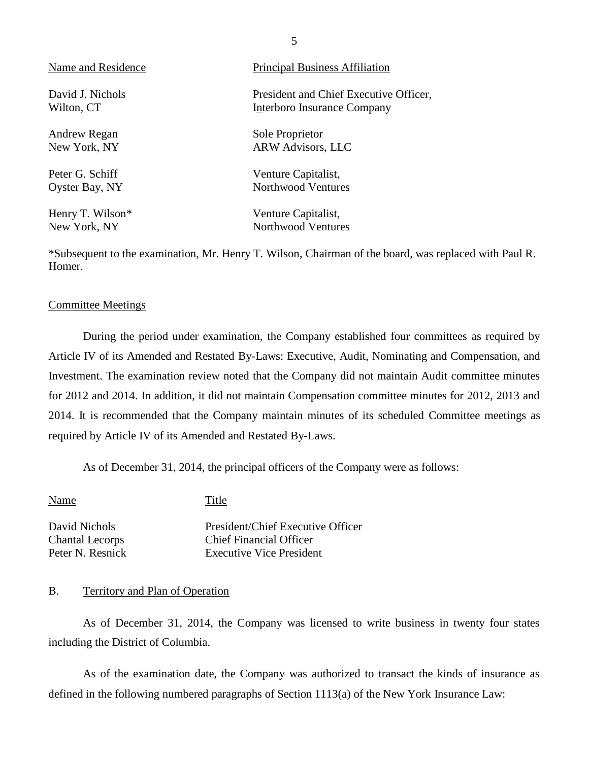| Name and Residence | Principal Business Affiliation |
|---|---|
| David J. Nichols<br>Wilton, CT | President and Chief Executive Officer,<br>Interboro Insurance Company |
| Andrew Regan<br>New York, NY | Sole Proprietor<br>ARW Advisors, LLC |
| Peter G. Schiff<br>Oyster Bay, NY | Venture Capitalist,<br>Northwood Ventures |
| Henry T. Wilson*<br>New York, NY | Venture Capitalist,<br>Northwood Ventures |

*Subsequent to the examination, Mr. Henry T. Wilson, Chairman of the board, was replaced with Paul R. Homer.

Committee Meetings

During the period under examination, the Company established four committees as required by Article IV of its Amended and Restated By-Laws: Executive, Audit, Nominating and Compensation, and Investment. The examination review noted that the Company did not maintain Audit committee minutes for 2012 and 2014. In addition, it did not maintain Compensation committee minutes for 2012, 2013 and 2014. It is recommended that the Company maintain minutes of its scheduled Committee meetings as required by Article IV of its Amended and Restated By-Laws.

As of December 31, 2014, the principal officers of the Company were as follows:

| Name | Title |
|---|---|
| David Nichols | President/Chief Executive Officer |
| Chantal Lecorps | Chief Financial Officer |
| Peter N. Resnick | Executive Vice President |

## B. Territory and Plan of Operation

As of December 31, 2014, the Company was licensed to write business in twenty four states including the District of Columbia.

As of the examination date, the Company was authorized to transact the kinds of insurance as defined in the following numbered paragraphs of Section 1113(a) of the New York Insurance Law: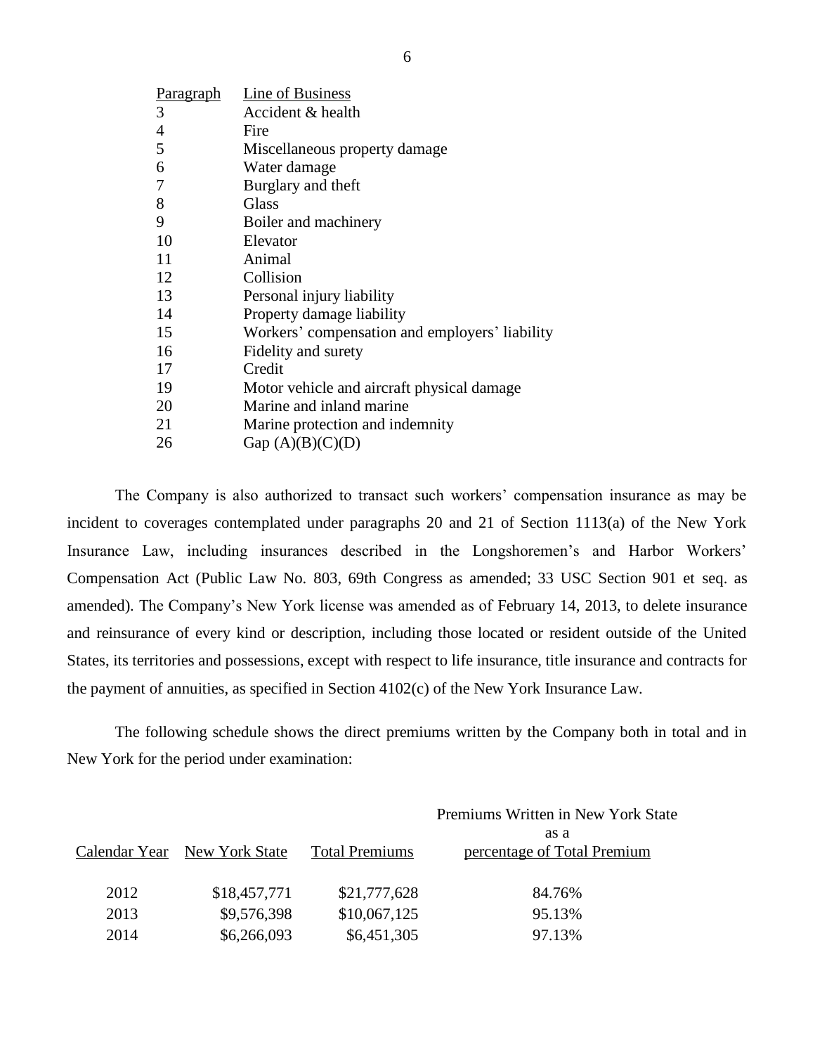| Paragraph | Line of Business |
|---|---|
| 3 | Accident & health |
| 4 | Fire |
| 5 | Miscellaneous property damage |
| 6 | Water damage |
| 7 | Burglary and theft |
| 8 | Glass |
| 9 | Boiler and machinery |
| 10 | Elevator |
| 11 | Animal |
| 12 | Collision |
| 13 | Personal injury liability |
| 14 | Property damage liability |
| 15 | Workers' compensation and employers' liability |
| 16 | Fidelity and surety |
| 17 | Credit |
| 19 | Motor vehicle and aircraft physical damage |
| 20 | Marine and inland marine |
| 21 | Marine protection and indemnity |
| 26 | Gap (A)(B)(C)(D) |

The Company is also authorized to transact such workers' compensation insurance as may be incident to coverages contemplated under paragraphs 20 and 21 of Section 1113(a) of the New York Insurance Law, including insurances described in the Longshoremen's and Harbor Workers' Compensation Act (Public Law No. 803, 69th Congress as amended; 33 USC Section 901 et seq. as amended). The Company's New York license was amended as of February 14, 2013, to delete insurance and reinsurance of every kind or description, including those located or resident outside of the United States, its territories and possessions, except with respect to life insurance, title insurance and contracts for the payment of annuities, as specified in Section 4102(c) of the New York Insurance Law.

The following schedule shows the direct premiums written by the Company both in total and in New York for the period under examination:

| Calendar Year | New York State | Total Premiums | Premiums Written in New York State as a percentage of Total Premium |
|---|---|---|---|
| 2012 | $18,457,771 | $21,777,628 | 84.76% |
| 2013 | $9,576,398 | $10,067,125 | 95.13% |
| 2014 | $6,266,093 | $6,451,305 | 97.13% |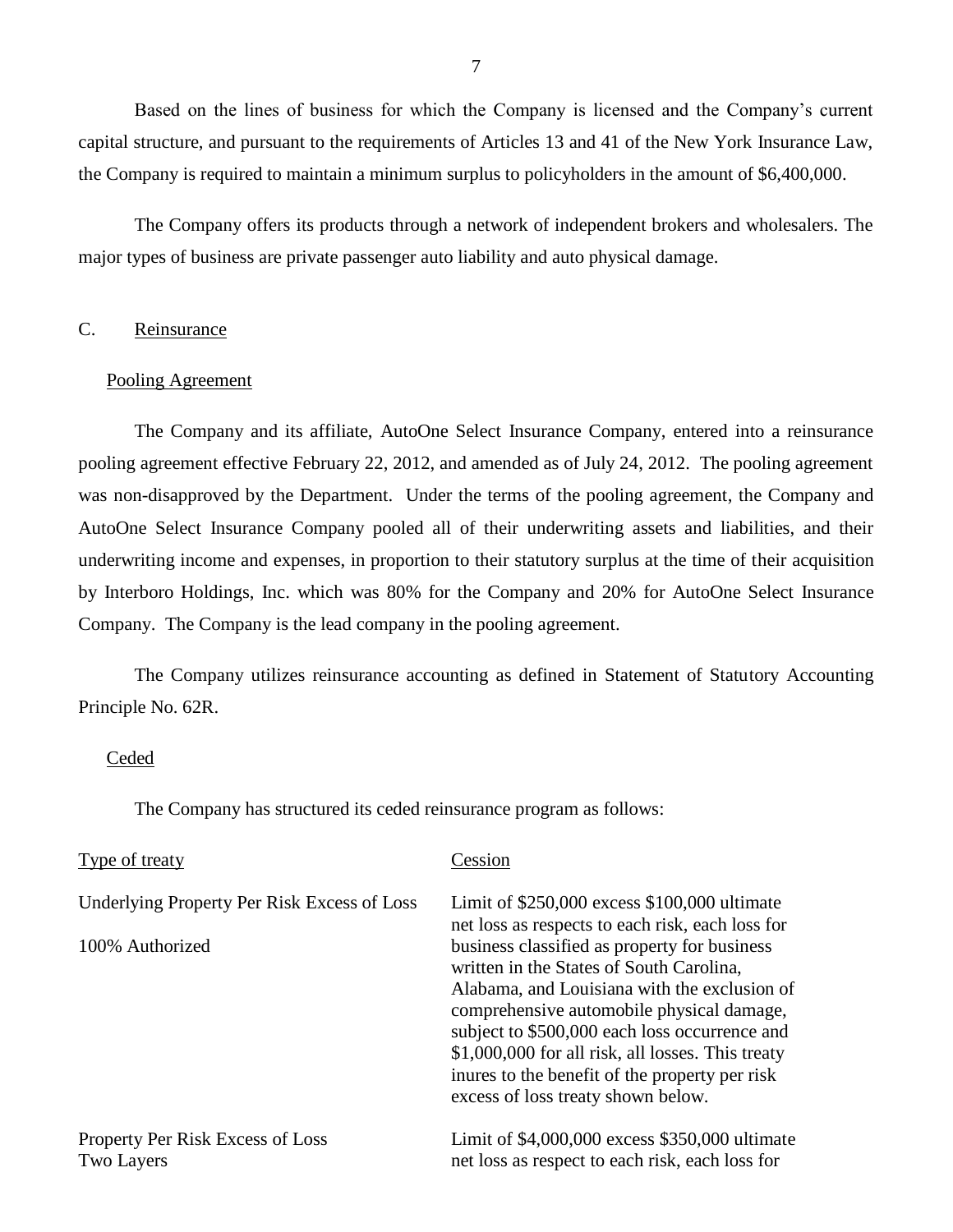Based on the lines of business for which the Company is licensed and the Company's current capital structure, and pursuant to the requirements of Articles 13 and 41 of the New York Insurance Law, the Company is required to maintain a minimum surplus to policyholders in the amount of $6,400,000.

The Company offers its products through a network of independent brokers and wholesalers. The major types of business are private passenger auto liability and auto physical damage.

## C. Reinsurance

### Pooling Agreement

The Company and its affiliate, AutoOne Select Insurance Company, entered into a reinsurance pooling agreement effective February 22, 2012, and amended as of July 24, 2012. The pooling agreement was non-disapproved by the Department. Under the terms of the pooling agreement, the Company and AutoOne Select Insurance Company pooled all of their underwriting assets and liabilities, and their underwriting income and expenses, in proportion to their statutory surplus at the time of their acquisition by Interboro Holdings, Inc. which was 80% for the Company and 20% for AutoOne Select Insurance Company. The Company is the lead company in the pooling agreement.

The Company utilizes reinsurance accounting as defined in Statement of Statutory Accounting Principle No. 62R.

### Ceded

The Company has structured its ceded reinsurance program as follows:

| Type of treaty | Cession |
| --- | --- |
| Underlying Property Per Risk Excess of Loss<br><br>100% Authorized | Limit of $250,000 excess $100,000 ultimate net loss as respects to each risk, each loss for business classified as property for business written in the States of South Carolina, Alabama, and Louisiana with the exclusion of comprehensive automobile physical damage, subject to $500,000 each loss occurrence and $1,000,000 for all risk, all losses. This treaty inures to the benefit of the property per risk excess of loss treaty shown below. |
| Property Per Risk Excess of Loss<br>Two Layers | Limit of $4,000,000 excess $350,000 ultimate net loss as respect to each risk, each loss for |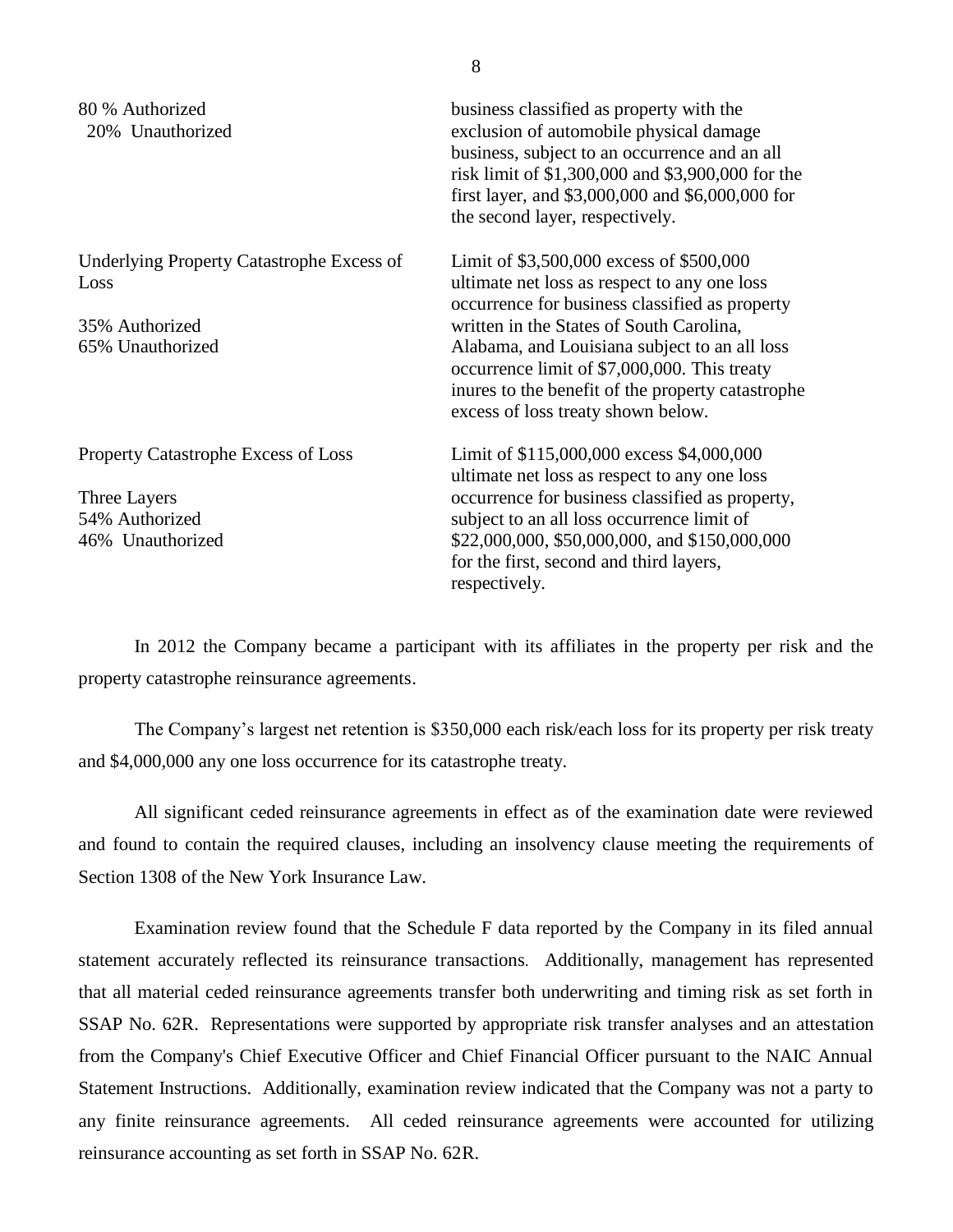| | |
|---|---|
| 80 % Authorized<br>20% Unauthorized | business classified as property with the exclusion of automobile physical damage business, subject to an occurrence and an all risk limit of $1,300,000 and $3,900,000 for the first layer, and $3,000,000 and $6,000,000 for the second layer, respectively. |
| Underlying Property Catastrophe Excess of Loss<br><br>35% Authorized<br>65% Unauthorized | Limit of $3,500,000 excess of $500,000 ultimate net loss as respect to any one loss occurrence for business classified as property written in the States of South Carolina, Alabama, and Louisiana subject to an all loss occurrence limit of $7,000,000. This treaty inures to the benefit of the property catastrophe excess of loss treaty shown below. |
| Property Catastrophe Excess of Loss<br><br>Three Layers<br>54% Authorized<br>46% Unauthorized | Limit of $115,000,000 excess $4,000,000 ultimate net loss as respect to any one loss occurrence for business classified as property, subject to an all loss occurrence limit of $22,000,000, $50,000,000, and $150,000,000 for the first, second and third layers, respectively. |

In 2012 the Company became a participant with its affiliates in the property per risk and the property catastrophe reinsurance agreements.

The Company's largest net retention is $350,000 each risk/each loss for its property per risk treaty and $4,000,000 any one loss occurrence for its catastrophe treaty.

All significant ceded reinsurance agreements in effect as of the examination date were reviewed and found to contain the required clauses, including an insolvency clause meeting the requirements of Section 1308 of the New York Insurance Law.

Examination review found that the Schedule F data reported by the Company in its filed annual statement accurately reflected its reinsurance transactions. Additionally, management has represented that all material ceded reinsurance agreements transfer both underwriting and timing risk as set forth in SSAP No. 62R. Representations were supported by appropriate risk transfer analyses and an attestation from the Company's Chief Executive Officer and Chief Financial Officer pursuant to the NAIC Annual Statement Instructions. Additionally, examination review indicated that the Company was not a party to any finite reinsurance agreements. All ceded reinsurance agreements were accounted for utilizing reinsurance accounting as set forth in SSAP No. 62R.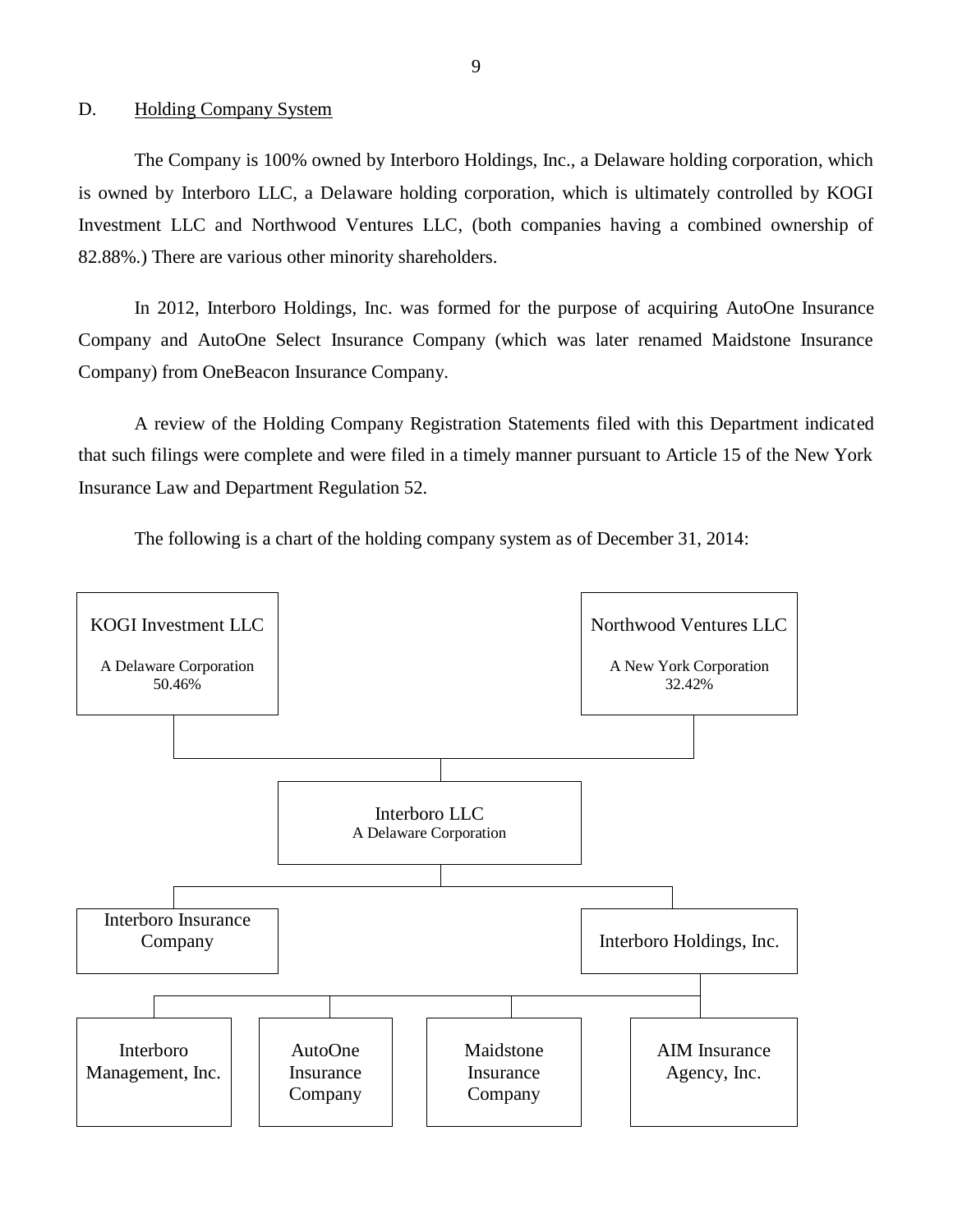## D. Holding Company System

The Company is 100% owned by Interboro Holdings, Inc., a Delaware holding corporation, which is owned by Interboro LLC, a Delaware holding corporation, which is ultimately controlled by KOGI Investment LLC and Northwood Ventures LLC, (both companies having a combined ownership of 82.88%.) There are various other minority shareholders.

In 2012, Interboro Holdings, Inc. was formed for the purpose of acquiring AutoOne Insurance Company and AutoOne Select Insurance Company (which was later renamed Maidstone Insurance Company) from OneBeacon Insurance Company.

A review of the Holding Company Registration Statements filed with this Department indicated that such filings were complete and were filed in a timely manner pursuant to Article 15 of the New York Insurance Law and Department Regulation 52.

The following is a chart of the holding company system as of December 31, 2014:

- KOGI Investment LLC — A Delaware Corporation — 50.46%
- Northwood Ventures LLC — A New York Corporation — 32.42%
  - Interboro LLC — A Delaware Corporation
    - Interboro Insurance Company
    - Interboro Holdings, Inc.
      - Interboro Management, Inc.
      - AutoOne Insurance Company
      - Maidstone Insurance Company
      - AIM Insurance Agency, Inc.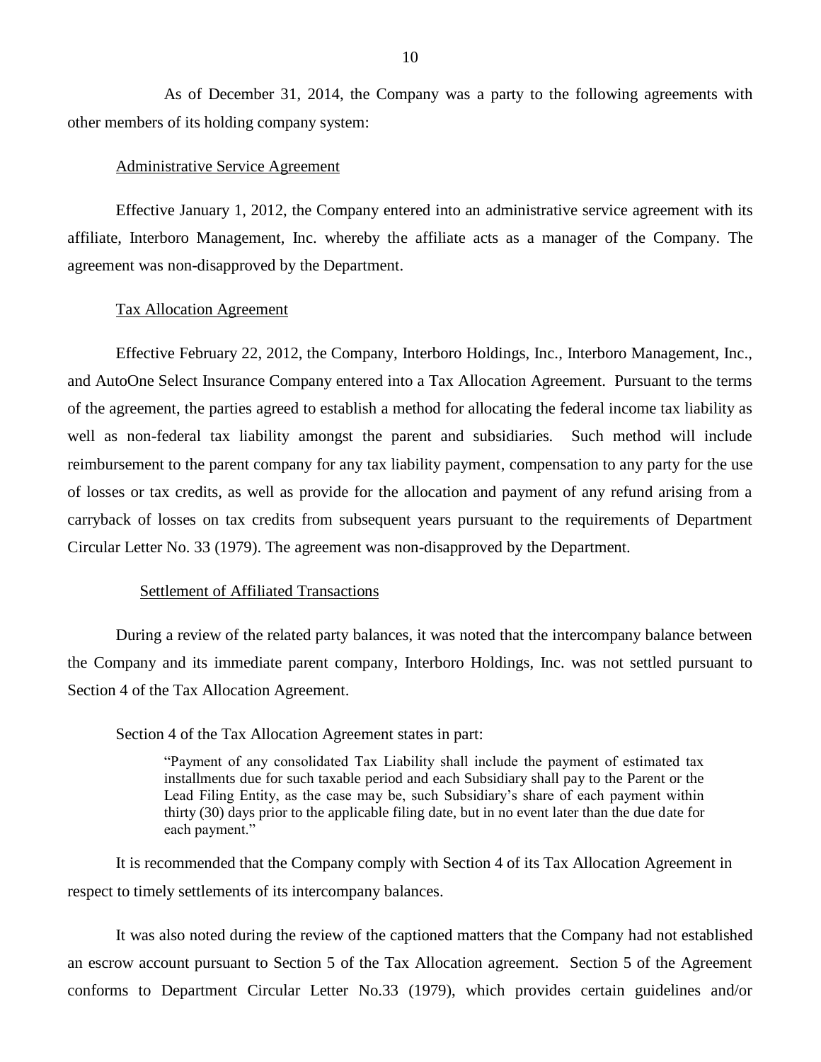As of December 31, 2014, the Company was a party to the following agreements with other members of its holding company system:

Administrative Service Agreement

Effective January 1, 2012, the Company entered into an administrative service agreement with its affiliate, Interboro Management, Inc. whereby the affiliate acts as a manager of the Company. The agreement was non-disapproved by the Department.

Tax Allocation Agreement

Effective February 22, 2012, the Company, Interboro Holdings, Inc., Interboro Management, Inc., and AutoOne Select Insurance Company entered into a Tax Allocation Agreement. Pursuant to the terms of the agreement, the parties agreed to establish a method for allocating the federal income tax liability as well as non-federal tax liability amongst the parent and subsidiaries. Such method will include reimbursement to the parent company for any tax liability payment, compensation to any party for the use of losses or tax credits, as well as provide for the allocation and payment of any refund arising from a carryback of losses on tax credits from subsequent years pursuant to the requirements of Department Circular Letter No. 33 (1979). The agreement was non-disapproved by the Department.

Settlement of Affiliated Transactions

During a review of the related party balances, it was noted that the intercompany balance between the Company and its immediate parent company, Interboro Holdings, Inc. was not settled pursuant to Section 4 of the Tax Allocation Agreement.

Section 4 of the Tax Allocation Agreement states in part:

> "Payment of any consolidated Tax Liability shall include the payment of estimated tax installments due for such taxable period and each Subsidiary shall pay to the Parent or the Lead Filing Entity, as the case may be, such Subsidiary's share of each payment within thirty (30) days prior to the applicable filing date, but in no event later than the due date for each payment."

It is recommended that the Company comply with Section 4 of its Tax Allocation Agreement in respect to timely settlements of its intercompany balances.

It was also noted during the review of the captioned matters that the Company had not established an escrow account pursuant to Section 5 of the Tax Allocation agreement. Section 5 of the Agreement conforms to Department Circular Letter No.33 (1979), which provides certain guidelines and/or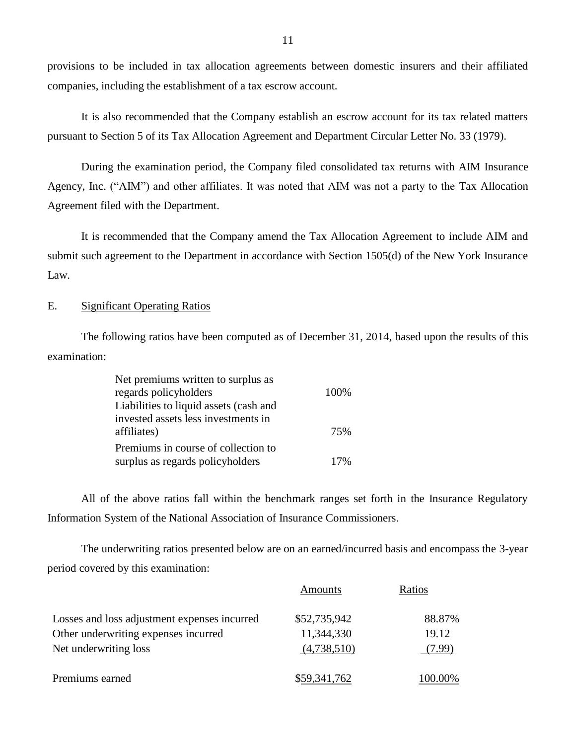provisions to be included in tax allocation agreements between domestic insurers and their affiliated companies, including the establishment of a tax escrow account.

It is also recommended that the Company establish an escrow account for its tax related matters pursuant to Section 5 of its Tax Allocation Agreement and Department Circular Letter No. 33 (1979).

During the examination period, the Company filed consolidated tax returns with AIM Insurance Agency, Inc. ("AIM") and other affiliates. It was noted that AIM was not a party to the Tax Allocation Agreement filed with the Department.

It is recommended that the Company amend the Tax Allocation Agreement to include AIM and submit such agreement to the Department in accordance with Section 1505(d) of the New York Insurance Law.

## E. Significant Operating Ratios

The following ratios have been computed as of December 31, 2014, based upon the results of this examination:

| | |
|---|---|
| Net premiums written to surplus as regards policyholders | 100% |
| Liabilities to liquid assets (cash and invested assets less investments in affiliates) | 75% |
| Premiums in course of collection to surplus as regards policyholders | 17% |

All of the above ratios fall within the benchmark ranges set forth in the Insurance Regulatory Information System of the National Association of Insurance Commissioners.

The underwriting ratios presented below are on an earned/incurred basis and encompass the 3-year period covered by this examination:

| | Amounts | Ratios |
|---|---|---|
| Losses and loss adjustment expenses incurred | $52,735,942 | 88.87% |
| Other underwriting expenses incurred | 11,344,330 | 19.12 |
| Net underwriting loss | (4,738,510) | (7.99) |
| Premiums earned | $59,341,762 | 100.00% |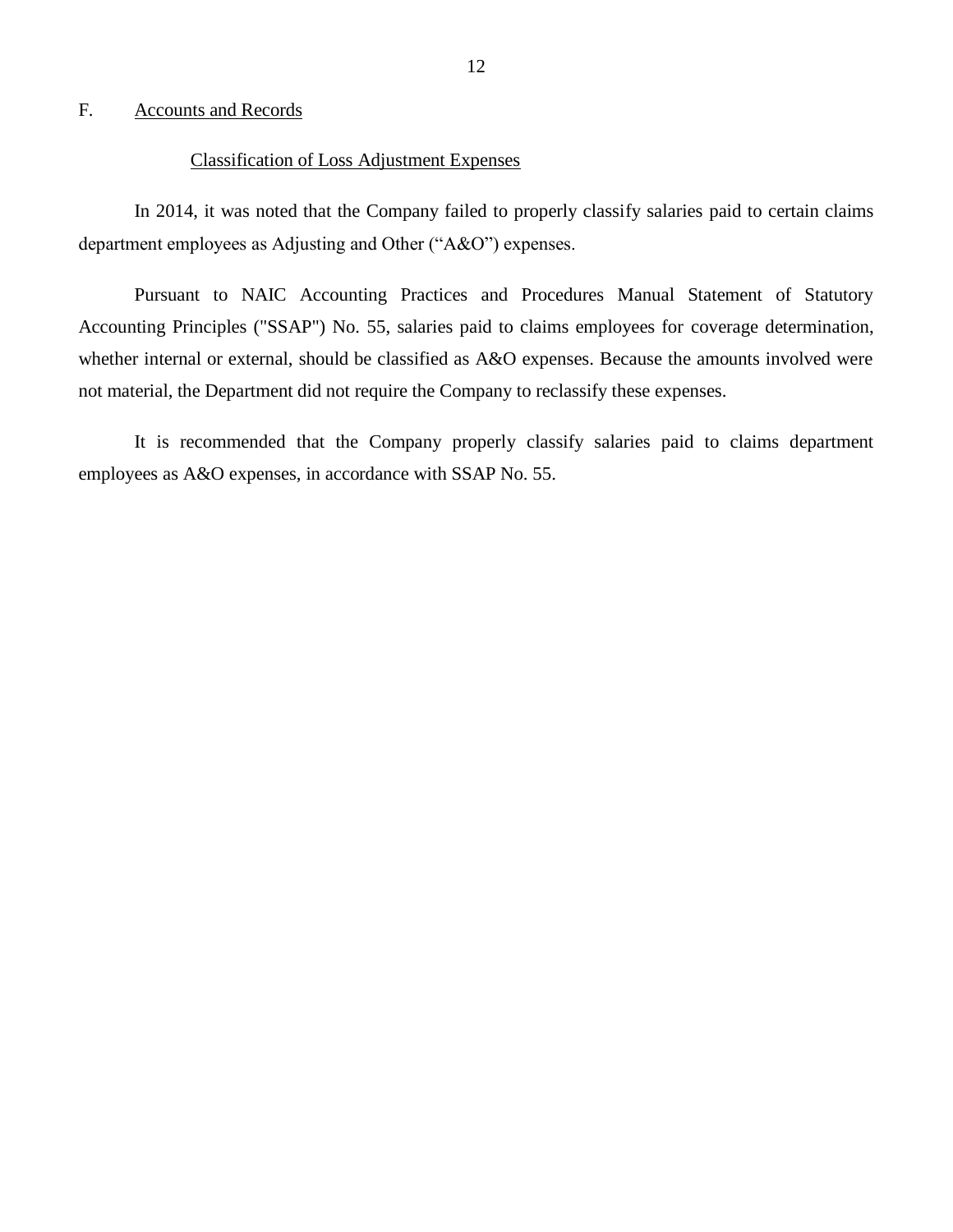## F. Accounts and Records

### Classification of Loss Adjustment Expenses

In 2014, it was noted that the Company failed to properly classify salaries paid to certain claims department employees as Adjusting and Other ("A&O") expenses.

Pursuant to NAIC Accounting Practices and Procedures Manual Statement of Statutory Accounting Principles ("SSAP") No. 55, salaries paid to claims employees for coverage determination, whether internal or external, should be classified as A&O expenses. Because the amounts involved were not material, the Department did not require the Company to reclassify these expenses.

It is recommended that the Company properly classify salaries paid to claims department employees as A&O expenses, in accordance with SSAP No. 55.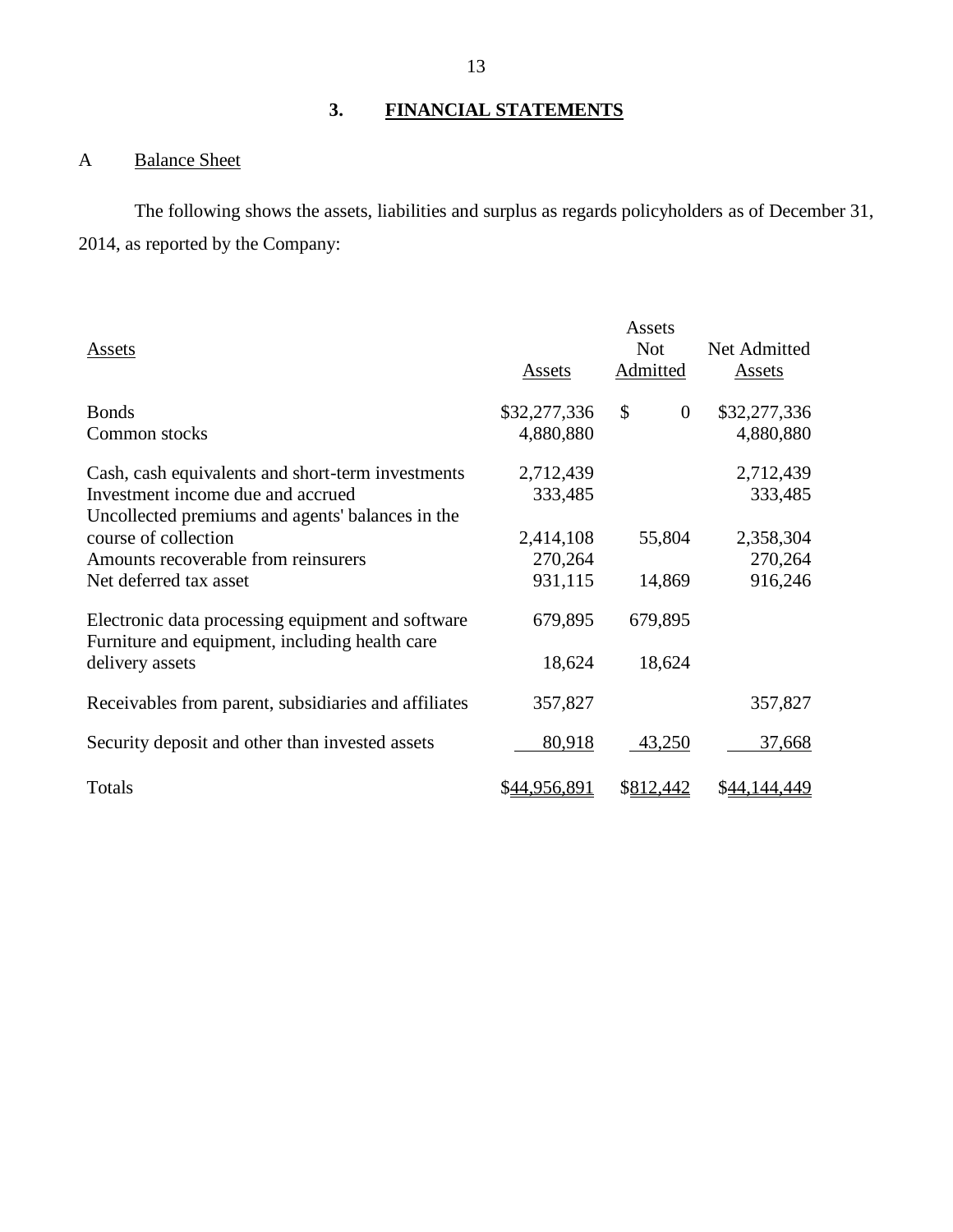## 3. FINANCIAL STATEMENTS

### A Balance Sheet

The following shows the assets, liabilities and surplus as regards policyholders as of December 31, 2014, as reported by the Company:

| Assets | Assets | Assets Not Admitted | Net Admitted Assets |
|---|---|---|---|
| Bonds | $32,277,336 | $ 0 | $32,277,336 |
| Common stocks | 4,880,880 | | 4,880,880 |
| Cash, cash equivalents and short-term investments | 2,712,439 | | 2,712,439 |
| Investment income due and accrued | 333,485 | | 333,485 |
| Uncollected premiums and agents' balances in the course of collection | 2,414,108 | 55,804 | 2,358,304 |
| Amounts recoverable from reinsurers | 270,264 | | 270,264 |
| Net deferred tax asset | 931,115 | 14,869 | 916,246 |
| Electronic data processing equipment and software | 679,895 | 679,895 | |
| Furniture and equipment, including health care delivery assets | 18,624 | 18,624 | |
| Receivables from parent, subsidiaries and affiliates | 357,827 | | 357,827 |
| Security deposit and other than invested assets | 80,918 | 43,250 | 37,668 |
| Totals | $44,956,891 | $812,442 | $44,144,449 |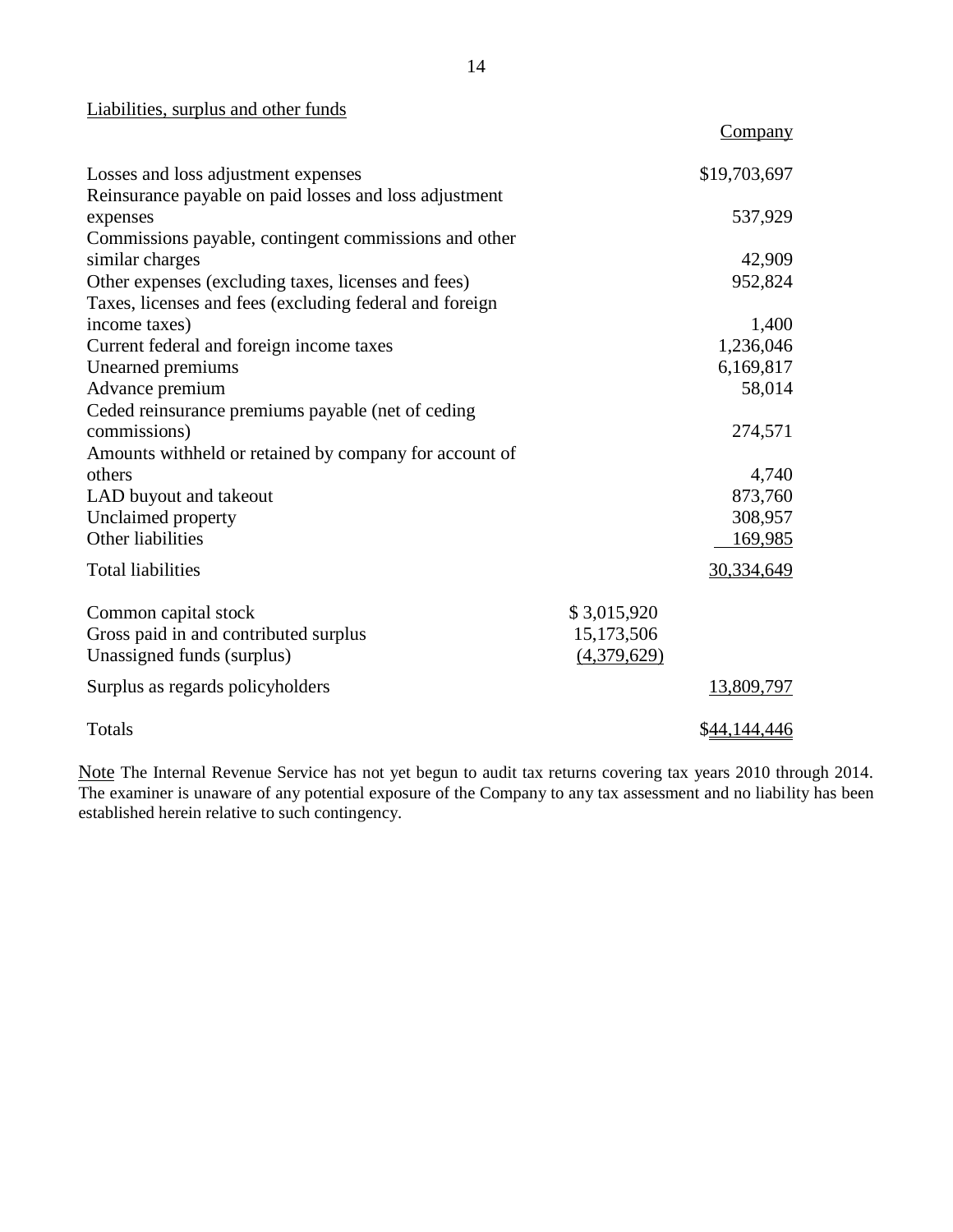Liabilities, surplus and other funds

| | | Company |
|---|---|---|
| Losses and loss adjustment expenses | | $19,703,697 |
| Reinsurance payable on paid losses and loss adjustment expenses | | 537,929 |
| Commissions payable, contingent commissions and other similar charges | | 42,909 |
| Other expenses (excluding taxes, licenses and fees) | | 952,824 |
| Taxes, licenses and fees (excluding federal and foreign income taxes) | | 1,400 |
| Current federal and foreign income taxes | | 1,236,046 |
| Unearned premiums | | 6,169,817 |
| Advance premium | | 58,014 |
| Ceded reinsurance premiums payable (net of ceding commissions) | | 274,571 |
| Amounts withheld or retained by company for account of others | | 4,740 |
| LAD buyout and takeout | | 873,760 |
| Unclaimed property | | 308,957 |
| Other liabilities | | 169,985 |
| Total liabilities | | 30,334,649 |
| Common capital stock | $ 3,015,920 | |
| Gross paid in and contributed surplus | 15,173,506 | |
| Unassigned funds (surplus) | (4,379,629) | |
| Surplus as regards policyholders | | 13,809,797 |
| Totals | | $44,144,446 |

Note The Internal Revenue Service has not yet begun to audit tax returns covering tax years 2010 through 2014. The examiner is unaware of any potential exposure of the Company to any tax assessment and no liability has been established herein relative to such contingency.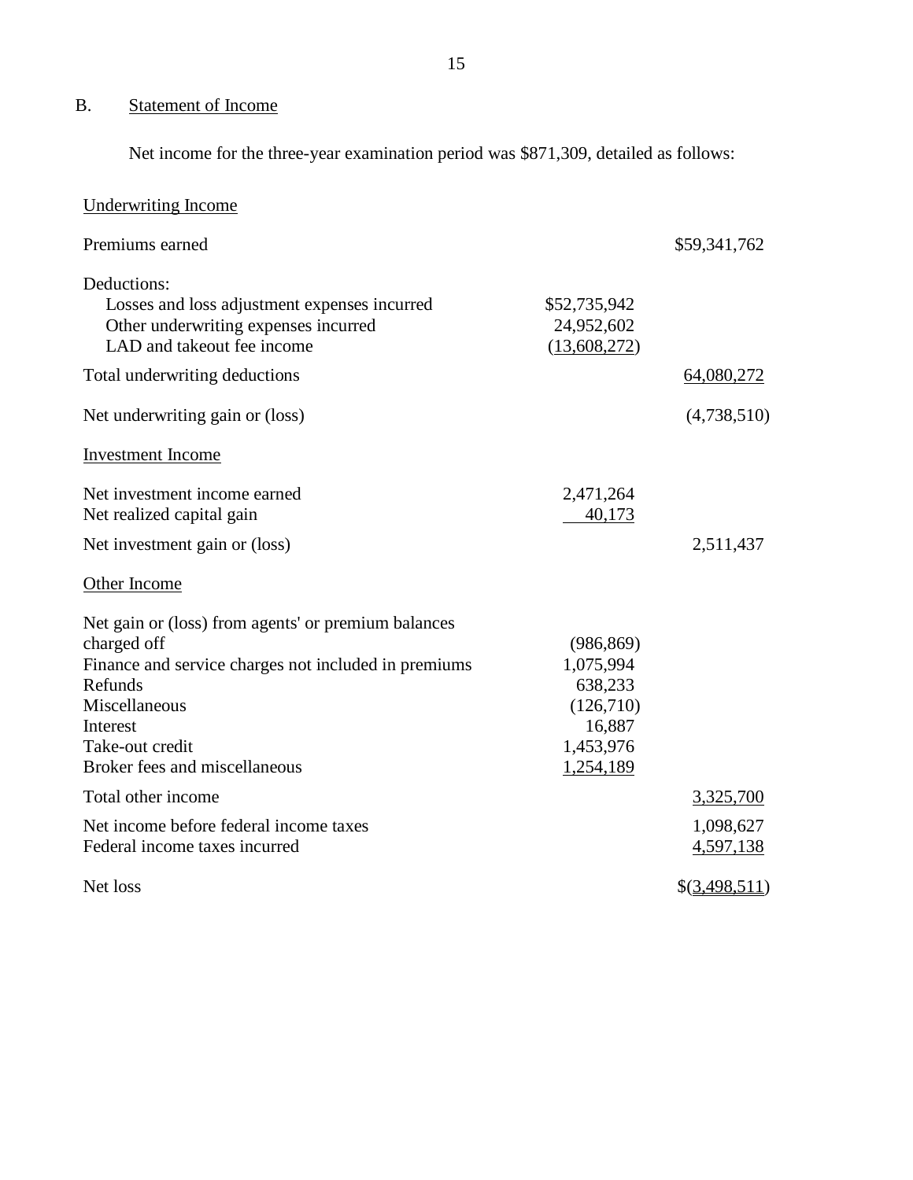## B. Statement of Income

Net income for the three-year examination period was $871,309, detailed as follows:

| | | |
|---|---|---|
| Underwriting Income | | |
| Premiums earned | | $59,341,762 |
| Deductions: | | |
| Losses and loss adjustment expenses incurred | $52,735,942 | |
| Other underwriting expenses incurred | 24,952,602 | |
| LAD and takeout fee income | (13,608,272) | |
| Total underwriting deductions | | 64,080,272 |
| Net underwriting gain or (loss) | | (4,738,510) |
| Investment Income | | |
| Net investment income earned | 2,471,264 | |
| Net realized capital gain | 40,173 | |
| Net investment gain or (loss) | | 2,511,437 |
| Other Income | | |
| Net gain or (loss) from agents' or premium balances charged off | (986,869) | |
| Finance and service charges not included in premiums | 1,075,994 | |
| Refunds | 638,233 | |
| Miscellaneous | (126,710) | |
| Interest | 16,887 | |
| Take-out credit | 1,453,976 | |
| Broker fees and miscellaneous | 1,254,189 | |
| Total other income | | 3,325,700 |
| Net income before federal income taxes | | 1,098,627 |
| Federal income taxes incurred | | 4,597,138 |
| Net loss | | $(3,498,511) |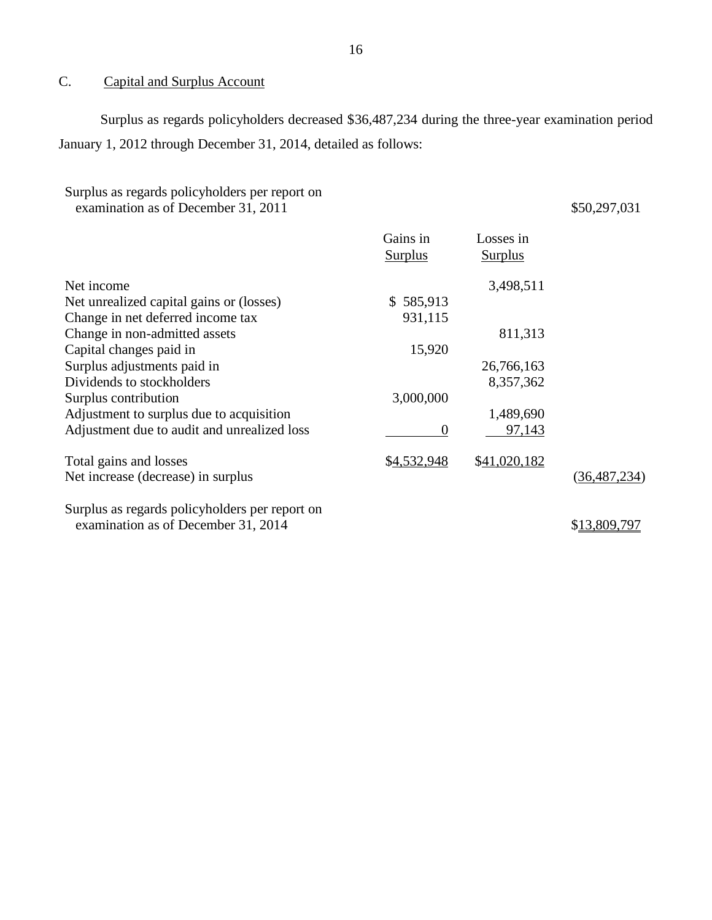## C. Capital and Surplus Account

Surplus as regards policyholders decreased $36,487,234 during the three-year examination period January 1, 2012 through December 31, 2014, detailed as follows:

| | Gains in Surplus | Losses in Surplus | |
|---|---|---|---|
| Surplus as regards policyholders per report on examination as of December 31, 2011 | | | $50,297,031 |
| Net income | | 3,498,511 | |
| Net unrealized capital gains or (losses) | $ 585,913 | | |
| Change in net deferred income tax | 931,115 | | |
| Change in non-admitted assets | | 811,313 | |
| Capital changes paid in | 15,920 | | |
| Surplus adjustments paid in | | 26,766,163 | |
| Dividends to stockholders | | 8,357,362 | |
| Surplus contribution | 3,000,000 | | |
| Adjustment to surplus due to acquisition | | 1,489,690 | |
| Adjustment due to audit and unrealized loss | 0 | 97,143 | |
| Total gains and losses | $4,532,948 | $41,020,182 | |
| Net increase (decrease) in surplus | | | (36,487,234) |
| Surplus as regards policyholders per report on examination as of December 31, 2014 | | | $13,809,797 |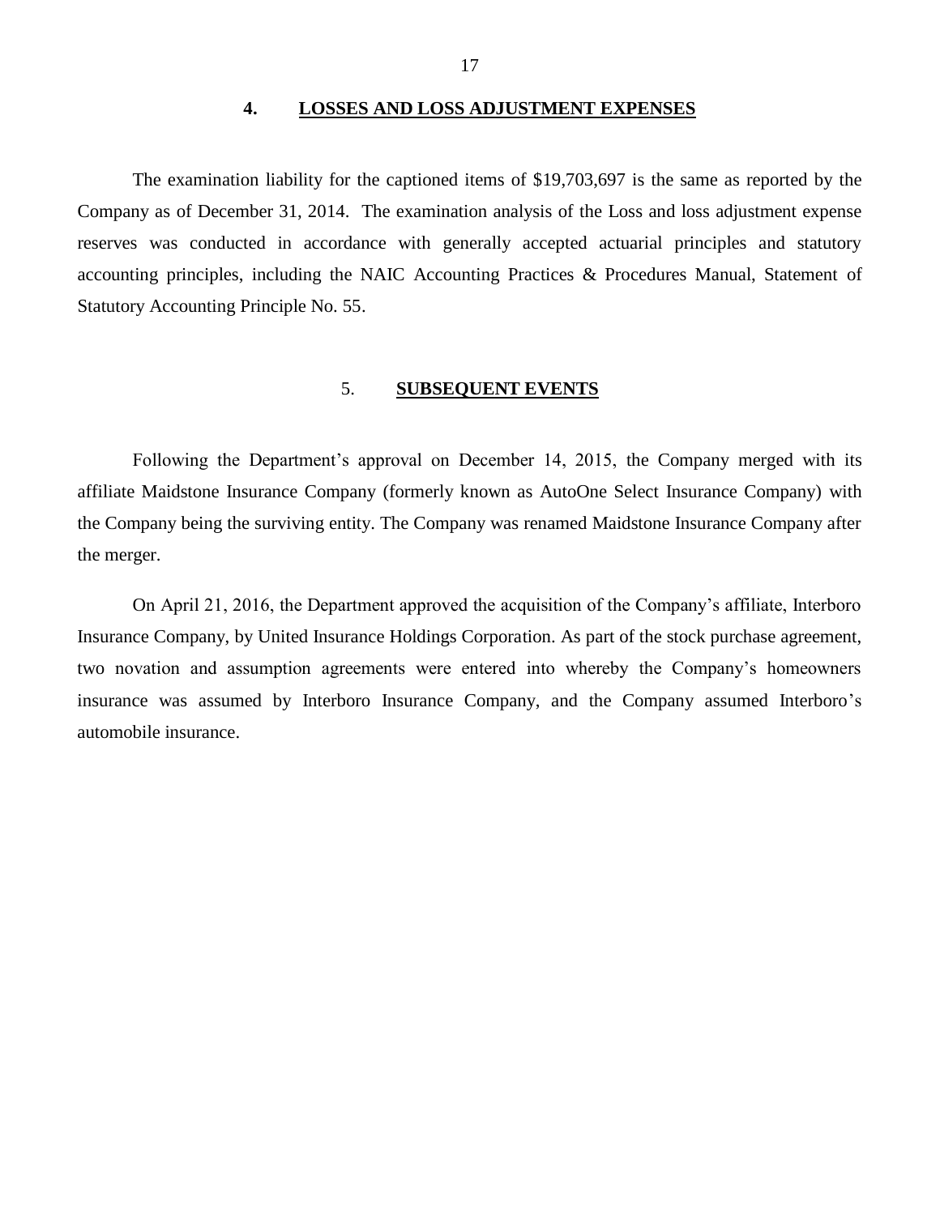## 4. LOSSES AND LOSS ADJUSTMENT EXPENSES

The examination liability for the captioned items of $19,703,697 is the same as reported by the Company as of December 31, 2014. The examination analysis of the Loss and loss adjustment expense reserves was conducted in accordance with generally accepted actuarial principles and statutory accounting principles, including the NAIC Accounting Practices & Procedures Manual, Statement of Statutory Accounting Principle No. 55.

## 5. SUBSEQUENT EVENTS

Following the Department's approval on December 14, 2015, the Company merged with its affiliate Maidstone Insurance Company (formerly known as AutoOne Select Insurance Company) with the Company being the surviving entity. The Company was renamed Maidstone Insurance Company after the merger.

On April 21, 2016, the Department approved the acquisition of the Company's affiliate, Interboro Insurance Company, by United Insurance Holdings Corporation. As part of the stock purchase agreement, two novation and assumption agreements were entered into whereby the Company's homeowners insurance was assumed by Interboro Insurance Company, and the Company assumed Interboro's automobile insurance.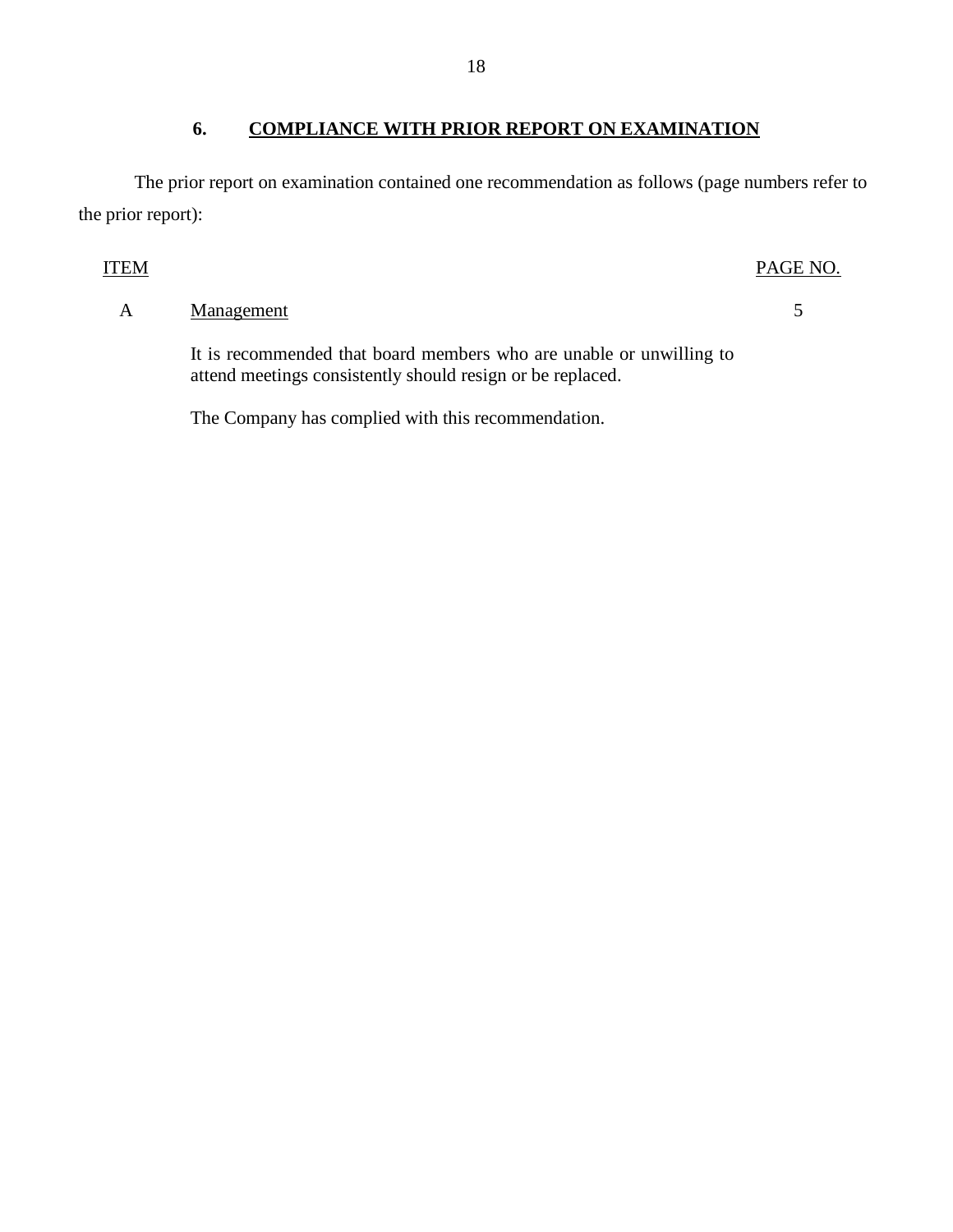## 6. COMPLIANCE WITH PRIOR REPORT ON EXAMINATION

The prior report on examination contained one recommendation as follows (page numbers refer to the prior report):

| ITEM | | PAGE NO. |
|---|---|---|
| A | Management | 5 |
| | It is recommended that board members who are unable or unwilling to attend meetings consistently should resign or be replaced. | |
| | The Company has complied with this recommendation. | |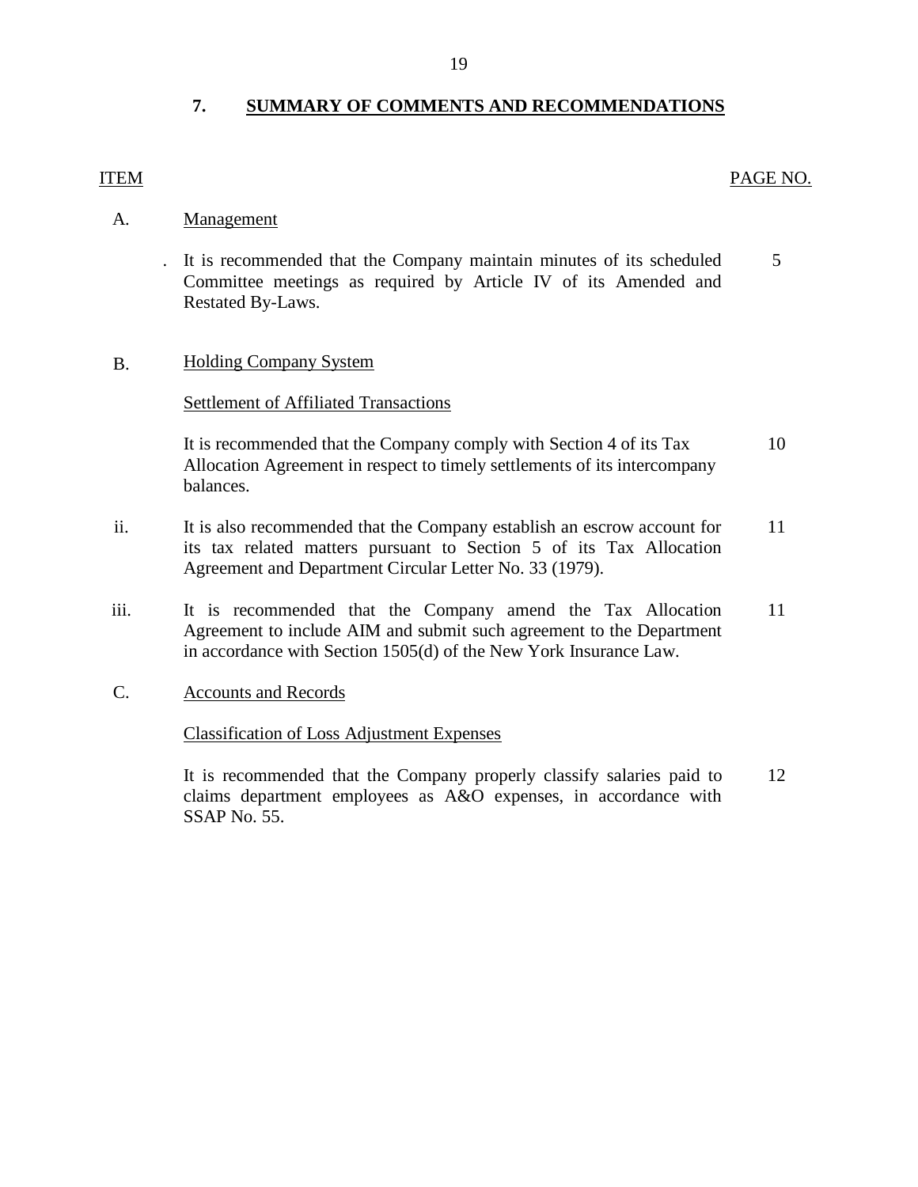## 7. SUMMARY OF COMMENTS AND RECOMMENDATIONS

| ITEM | | PAGE NO. |
|---|---|---|
| A. | Management | |
| | . It is recommended that the Company maintain minutes of its scheduled Committee meetings as required by Article IV of its Amended and Restated By-Laws. | 5 |
| B. | Holding Company System | |
| | Settlement of Affiliated Transactions | |
| | It is recommended that the Company comply with Section 4 of its Tax Allocation Agreement in respect to timely settlements of its intercompany balances. | 10 |
| ii. | It is also recommended that the Company establish an escrow account for its tax related matters pursuant to Section 5 of its Tax Allocation Agreement and Department Circular Letter No. 33 (1979). | 11 |
| iii. | It is recommended that the Company amend the Tax Allocation Agreement to include AIM and submit such agreement to the Department in accordance with Section 1505(d) of the New York Insurance Law. | 11 |
| C. | Accounts and Records | |
| | Classification of Loss Adjustment Expenses | |
| | It is recommended that the Company properly classify salaries paid to claims department employees as A&O expenses, in accordance with SSAP No. 55. | 12 |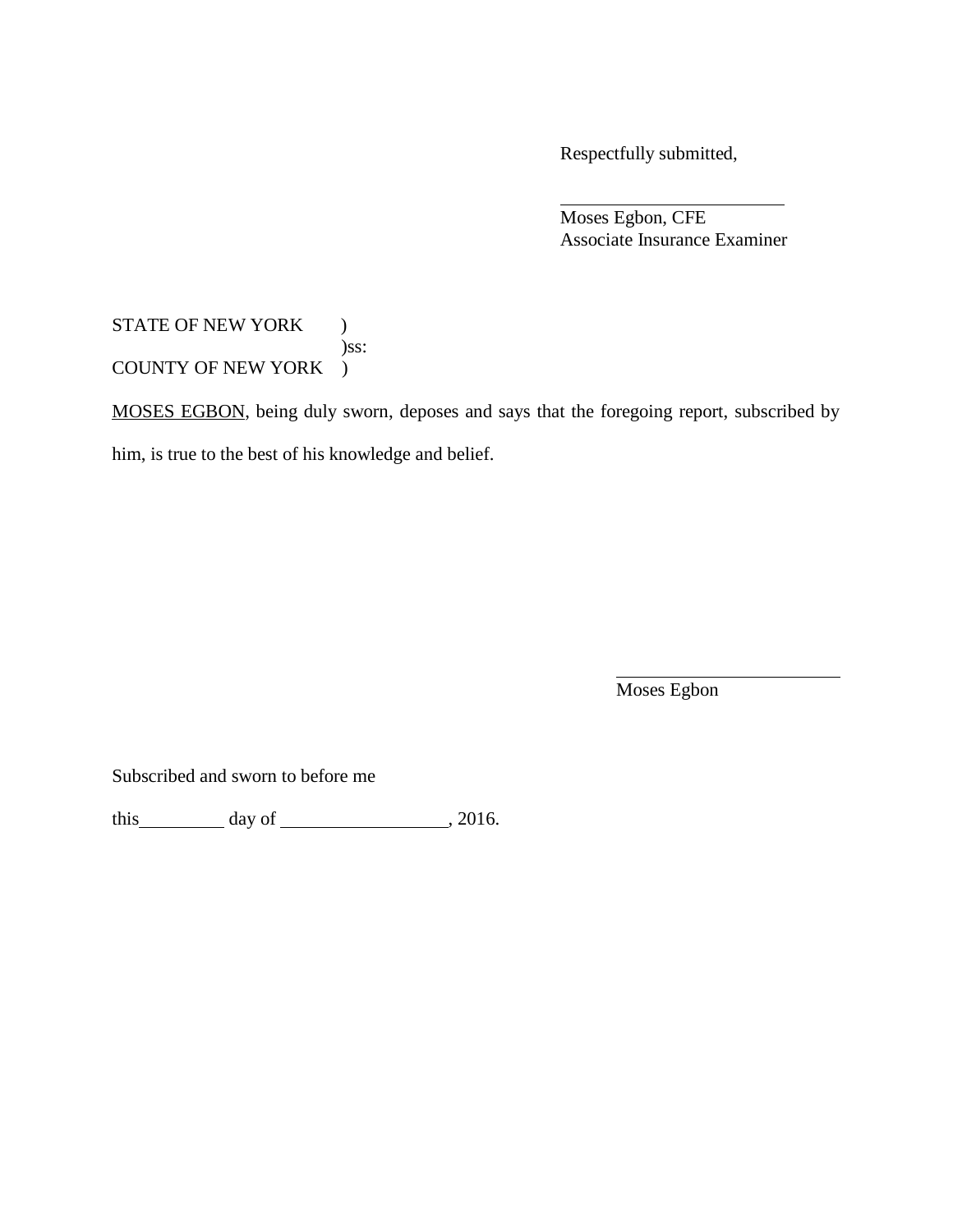Respectfully submitted,

\_\_\_\_\_\_\_\_\_\_\_\_\_\_\_\_\_\_\_\_\_\_\_\_

Moses Egbon, CFE
Associate Insurance Examiner

STATE OF NEW YORK )
)ss:
COUNTY OF NEW YORK )

<u>MOSES EGBON</u>, being duly sworn, deposes and says that the foregoing report, subscribed by him, is true to the best of his knowledge and belief.

\_\_\_\_\_\_\_\_\_\_\_\_\_\_\_\_\_\_\_\_\_\_\_\_

Moses Egbon

Subscribed and sworn to before me

this\_\_\_\_\_\_\_\_\_ day of \_\_\_\_\_\_\_\_\_\_\_\_\_\_\_\_\_\_, 2016.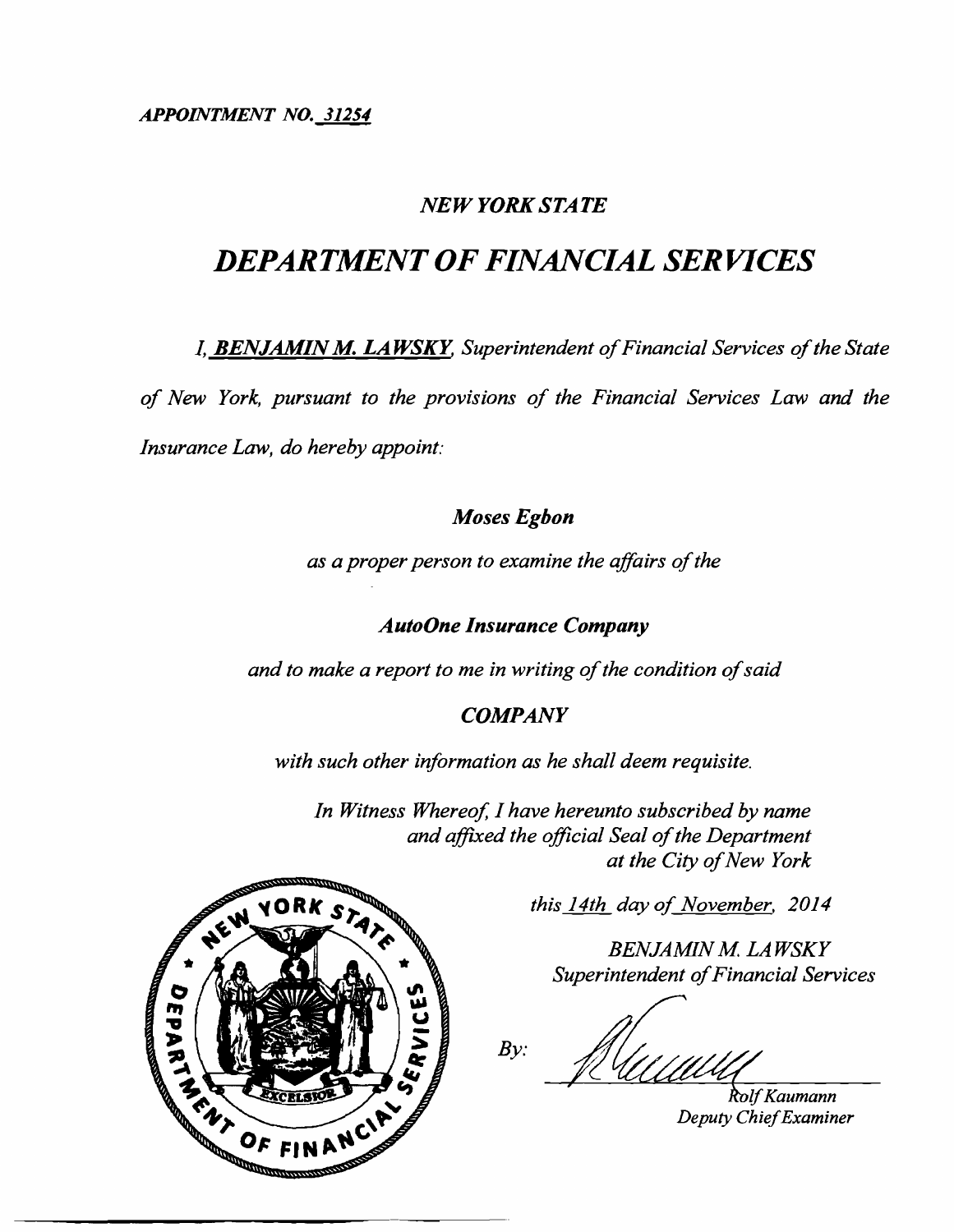*APPOINTMENT NO. 31254*

## *NEW YORK STATE*

# *DEPARTMENT OF FINANCIAL SERVICES*

*I, **BENJAMIN M. LAWSKY**, Superintendent of Financial Services of the State of New York, pursuant to the provisions of the Financial Services Law and the Insurance Law, do hereby appoint:*

***Moses Egbon***

*as a proper person to examine the affairs of the*

***AutoOne Insurance Company***

*and to make a report to me in writing of the condition of said*

***COMPANY***

*with such other information as he shall deem requisite.*

*In Witness Whereof, I have hereunto subscribed by name and affixed the official Seal of the Department at the City of New York*

*this 14th day of November, 2014*

*BENJAMIN M. LAWSKY*
*Superintendent of Financial Services*

*By:*

*Rolf Kaumann*
*Deputy Chief Examiner*